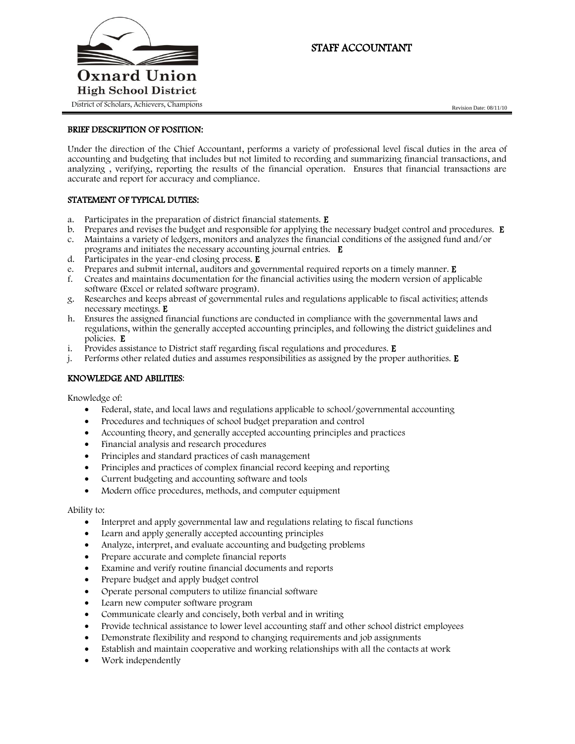**Oxnard Union High School District**

District of Scholars, Achievers, Champions

# STAFF ACCOUNTANT

Revision Date: 08/11/10

## BRIEF DESCRIPTION OF POSITION:

Under the direction of the Chief Accountant, performs a variety of professional level fiscal duties in the area of accounting and budgeting that includes but not limited to recording and summarizing financial transactions, and analyzing , verifying, reporting the results of the financial operation. Ensures that financial transactions are accurate and report for accuracy and compliance.

## STATEMENT OF TYPICAL DUTIES:

a. Participates in the preparation of district financial statements. **E**
b. Prepares and revises the budget and responsible for applying the necessary budget control and procedures. **E**
c. Maintains a variety of ledgers, monitors and analyzes the financial conditions of the assigned fund and/or programs and initiates the necessary accounting journal entries. **E**
d. Participates in the year-end closing process. **E**
e. Prepares and submit internal, auditors and governmental required reports on a timely manner. **E**
f. Creates and maintains documentation for the financial activities using the modern version of applicable software (Excel or related software program).
g. Researches and keeps abreast of governmental rules and regulations applicable to fiscal activities; attends necessary meetings. **E**
h. Ensures the assigned financial functions are conducted in compliance with the governmental laws and regulations, within the generally accepted accounting principles, and following the district guidelines and policies. **E**
i. Provides assistance to District staff regarding fiscal regulations and procedures. **E**
j. Performs other related duties and assumes responsibilities as assigned by the proper authorities. **E**

## KNOWLEDGE AND ABILITIES:

Knowledge of:

- Federal, state, and local laws and regulations applicable to school/governmental accounting
- Procedures and techniques of school budget preparation and control
- Accounting theory, and generally accepted accounting principles and practices
- Financial analysis and research procedures
- Principles and standard practices of cash management
- Principles and practices of complex financial record keeping and reporting
- Current budgeting and accounting software and tools
- Modern office procedures, methods, and computer equipment

Ability to:

- Interpret and apply governmental law and regulations relating to fiscal functions
- Learn and apply generally accepted accounting principles
- Analyze, interpret, and evaluate accounting and budgeting problems
- Prepare accurate and complete financial reports
- Examine and verify routine financial documents and reports
- Prepare budget and apply budget control
- Operate personal computers to utilize financial software
- Learn new computer software program
- Communicate clearly and concisely, both verbal and in writing
- Provide technical assistance to lower level accounting staff and other school district employees
- Demonstrate flexibility and respond to changing requirements and job assignments
- Establish and maintain cooperative and working relationships with all the contacts at work
- Work independently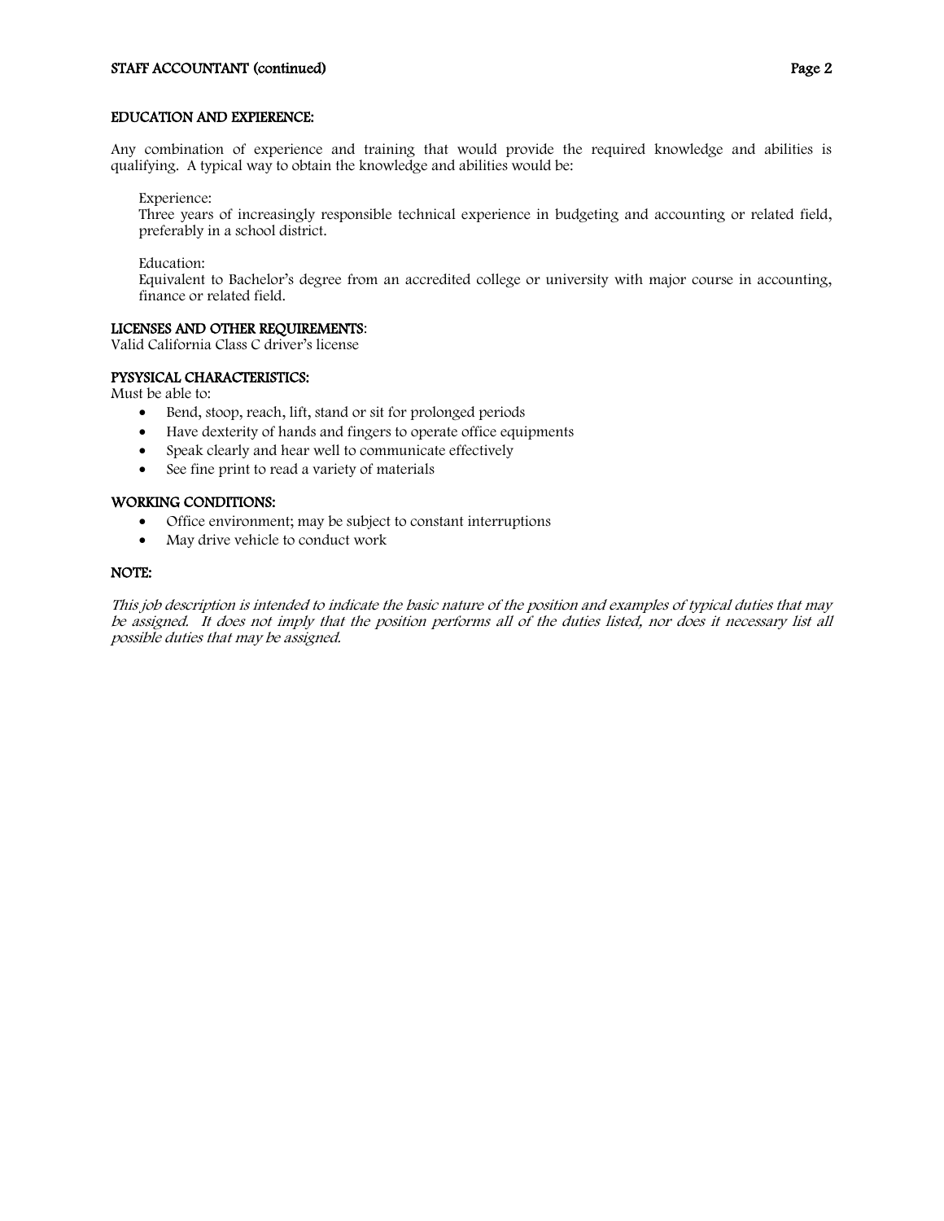## EDUCATION AND EXPIERENCE:

Any combination of experience and training that would provide the required knowledge and abilities is qualifying. A typical way to obtain the knowledge and abilities would be:

Experience:
Three years of increasingly responsible technical experience in budgeting and accounting or related field, preferably in a school district.

Education:
Equivalent to Bachelor's degree from an accredited college or university with major course in accounting, finance or related field.

## LICENSES AND OTHER REQUIREMENTS:

Valid California Class C driver's license

## PYSYSICAL CHARACTERISTICS:

Must be able to:

- Bend, stoop, reach, lift, stand or sit for prolonged periods
- Have dexterity of hands and fingers to operate office equipments
- Speak clearly and hear well to communicate effectively
- See fine print to read a variety of materials

## WORKING CONDITIONS:

- Office environment; may be subject to constant interruptions
- May drive vehicle to conduct work

## NOTE:

*This job description is intended to indicate the basic nature of the position and examples of typical duties that may be assigned. It does not imply that the position performs all of the duties listed, nor does it necessary list all possible duties that may be assigned.*